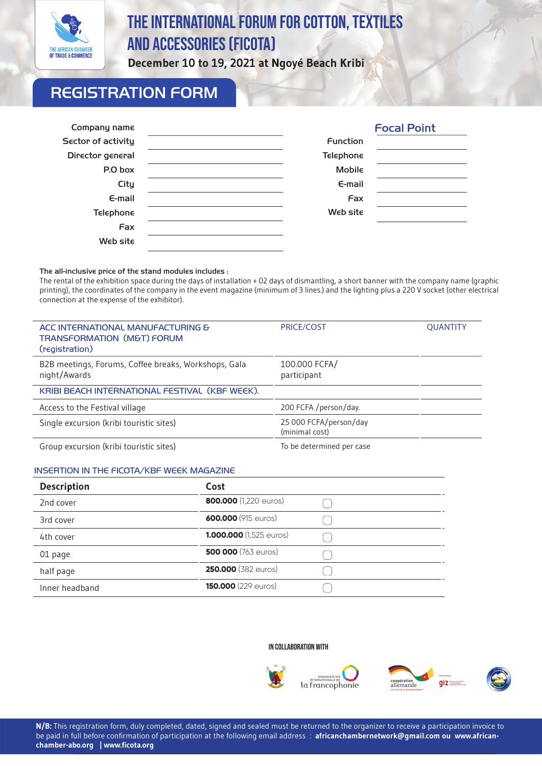THE AFRICAN CHAMBER OF TRADE & COMMERCE

# THE INTERNATIONAL FORUM FOR COTTON, TEXTILES AND ACCESSORIES (FICOTA)

**December 10 to 19, 2021 at Ngoyé Beach Kribi**

## REGISTRATION FORM

| | |
|---|---|
| Company name | |
| Sector of activity | |
| Director general | |
| P.O box | |
| City | |
| E-mail | |
| Telephone | |
| Fax | |
| Web site | |

### Focal Point

| | |
|---|---|
| Function | |
| Telephone | |
| Mobile | |
| E-mail | |
| Fax | |
| Web site | |

**The all-inclusive price of the stand modules includes :**
The rental of the exhibition space during the days of installation + 02 days of dismantling, a short banner with the company name (graphic printing), the coordinates of the company in the event magazine (minimum of 3 lines.) and the lighting plus a 220 V socket (other electrical connection at the expense of the exhibitor).

| ACC INTERNATIONAL MANUFACTURING & TRANSFORMATION (M&T) FORUM (registration) | PRICE/COST | QUANTITY |
|---|---|---|
| B2B meetings, Forums, Coffee breaks, Workshops, Gala night/Awards | 100.000 FCFA/ participant | |
| KRIBI BEACH INTERNATIONAL FESTIVAL (KBF WEEK). | | |
| Access to the Festival village | 200 FCFA /person/day. | |
| Single excursion (kribi touristic sites) | 25 000 FCFA/person/day (minimal cost) | |
| Group excursion (kribi touristic sites) | To be determined per case | |

### INSERTION IN THE FICOTA/KBF WEEK MAGAZINE

| Description | Cost | |
|---|---|---|
| 2nd cover | **800.000** (1,220 euros) | ☐ |
| 3rd cover | **600.000** (915 euros) | ☐ |
| 4th cover | **1.000.000** (1,525 euros) | ☐ |
| 01 page | **500 000** (763 euros) | ☐ |
| half page | **250.000** (382 euros) | ☐ |
| Inner headband | **150.000** (229 euros) | ☐ |

IN COLLABORATION WITH

Organisation internationale de la francophonie — coopération allemande — giz

**N/B:** This registration form, duly completed, dated, signed and sealed must be returned to the organizer to receive a participation invoice to be paid in full before confirmation of participation at the following email address : **africanchambernetwork@gmail.com ou www.african-chamber-abo.org | www.ficota.org**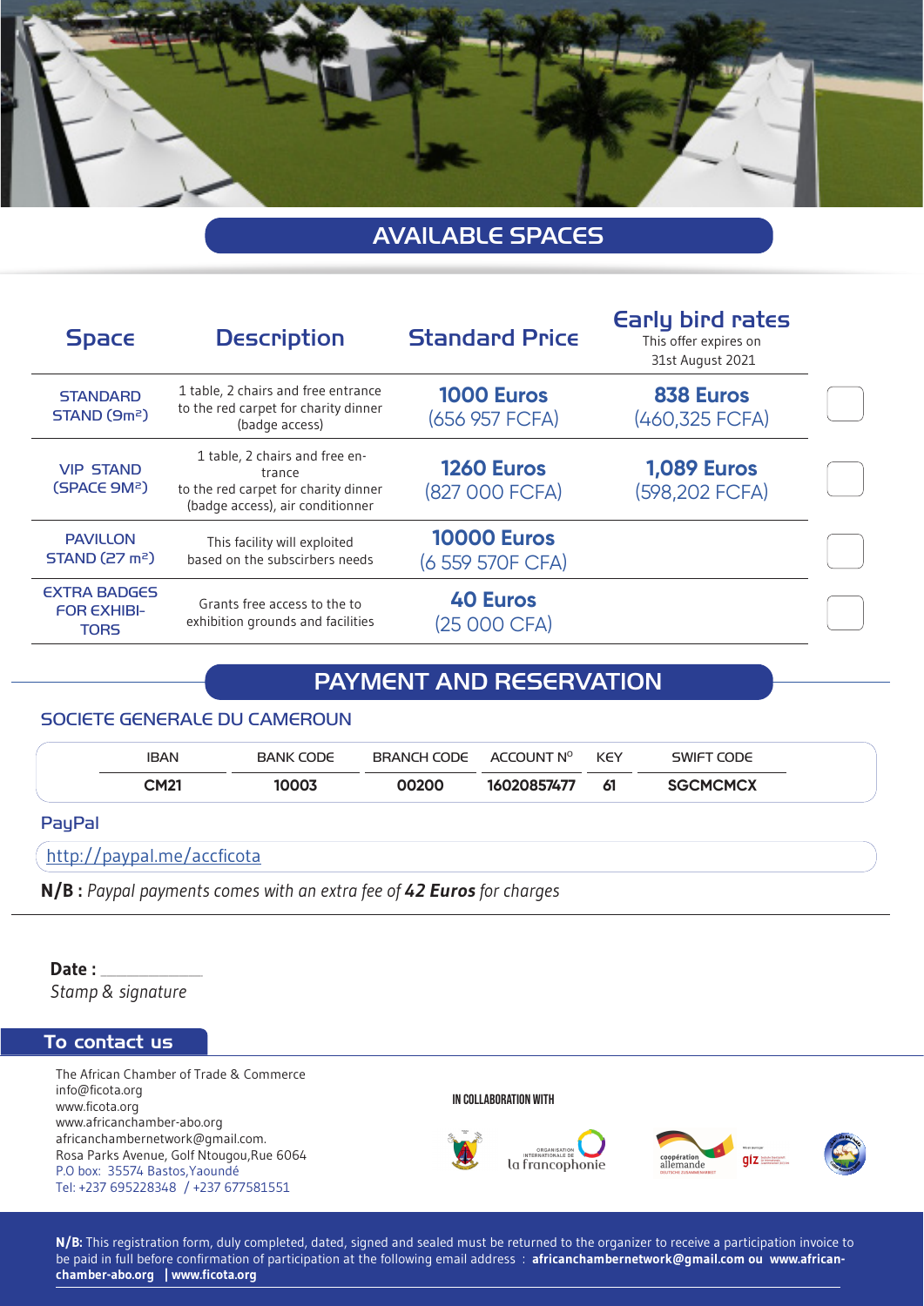## AVAILABLE SPACES

| Space | Description | Standard Price | Early bird rates<br>This offer expires on 31st August 2021 |
|---|---|---|---|
| STANDARD STAND (9m²) | 1 table, 2 chairs and free entrance to the red carpet for charity dinner (badge access) | **1000 Euros** (656 957 FCFA) | **838 Euros** (460,325 FCFA) |
| VIP STAND (SPACE 9M²) | 1 table, 2 chairs and free entrance to the red carpet for charity dinner (badge access), air conditionner | **1260 Euros** (827 000 FCFA) | **1,089 Euros** (598,202 FCFA) |
| PAVILLON STAND (27 m²) | This facility will exploited based on the subscirbers needs | **10000 Euros** (6 559 570F CFA) | |
| EXTRA BADGES FOR EXHIBITORS | Grants free access to the to exhibition grounds and facilities | **40 Euros** (25 000 CFA) | |

## PAYMENT AND RESERVATION

### SOCIETE GENERALE DU CAMEROUN

| IBAN | BANK CODE | BRANCH CODE | ACCOUNT N° | KEY | SWIFT CODE |
|---|---|---|---|---|---|
| **CM21** | **10003** | **00200** | **16020857477** | **61** | **SGCMCMCX** |

### PayPal

http://paypal.me/accficota

**N/B :** *Paypal payments comes with an extra fee of* ***42 Euros*** *for charges*

**Date :** ____________

*Stamp & signature*

### To contact us

The African Chamber of Trade & Commerce
info@ficota.org
www.ficota.org
www.africanchamber-abo.org
africanchambernetwork@gmail.com.
Rosa Parks Avenue, Golf Ntougou,Rue 6064
P.O box: 35574 Bastos,Yaoundé
Tel: +237 695228348 / +237 677581551

IN COLLABORATION WITH

**N/B:** This registration form, duly completed, dated, signed and sealed must be returned to the organizer to receive a participation invoice to be paid in full before confirmation of participation at the following email address : **africanchambernetwork@gmail.com ou www.african-chamber-abo.org | www.ficota.org**